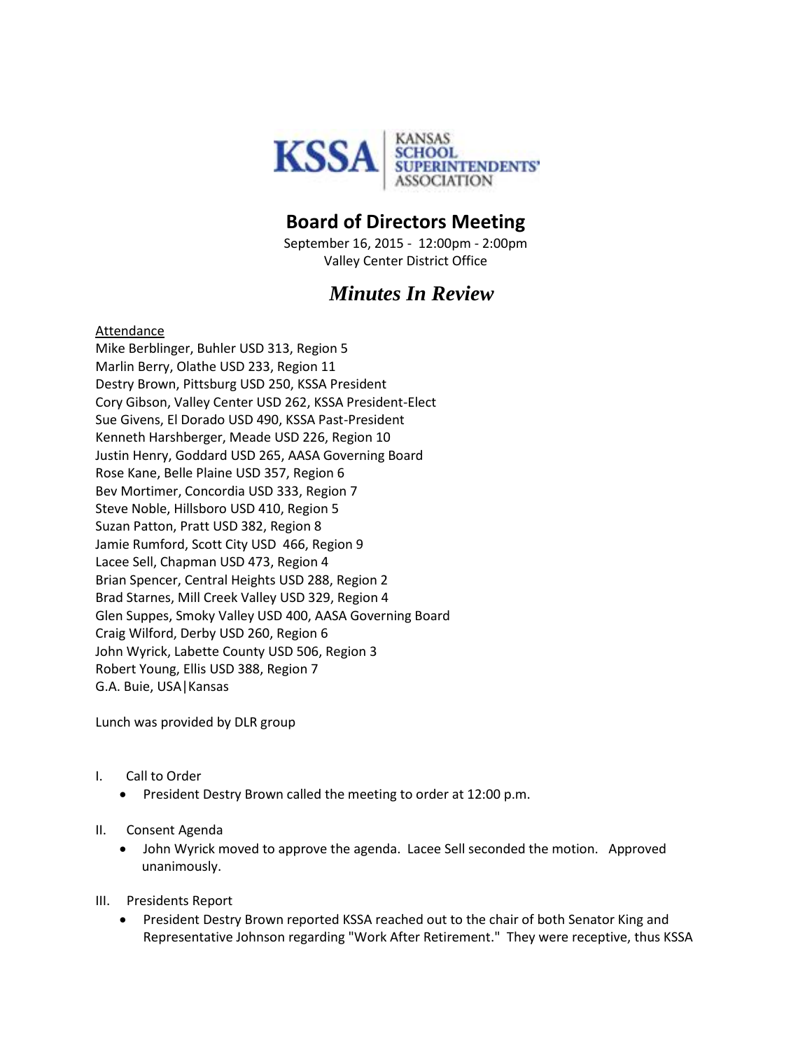KSSA | KANSAS SCHOOL SUPERINTENDENTS' ASSOCIATION

# Board of Directors Meeting

September 16, 2015 - 12:00pm - 2:00pm
Valley Center District Office

## *Minutes In Review*

Attendance
Mike Berblinger, Buhler USD 313, Region 5
Marlin Berry, Olathe USD 233, Region 11
Destry Brown, Pittsburg USD 250, KSSA President
Cory Gibson, Valley Center USD 262, KSSA President-Elect
Sue Givens, El Dorado USD 490, KSSA Past-President
Kenneth Harshberger, Meade USD 226, Region 10
Justin Henry, Goddard USD 265, AASA Governing Board
Rose Kane, Belle Plaine USD 357, Region 6
Bev Mortimer, Concordia USD 333, Region 7
Steve Noble, Hillsboro USD 410, Region 5
Suzan Patton, Pratt USD 382, Region 8
Jamie Rumford, Scott City USD 466, Region 9
Lacee Sell, Chapman USD 473, Region 4
Brian Spencer, Central Heights USD 288, Region 2
Brad Starnes, Mill Creek Valley USD 329, Region 4
Glen Suppes, Smoky Valley USD 400, AASA Governing Board
Craig Wilford, Derby USD 260, Region 6
John Wyrick, Labette County USD 506, Region 3
Robert Young, Ellis USD 388, Region 7
G.A. Buie, USA|Kansas

Lunch was provided by DLR group

I. Call to Order
   - President Destry Brown called the meeting to order at 12:00 p.m.

II. Consent Agenda
   - John Wyrick moved to approve the agenda. Lacee Sell seconded the motion. Approved unanimously.

III. Presidents Report
   - President Destry Brown reported KSSA reached out to the chair of both Senator King and Representative Johnson regarding "Work After Retirement." They were receptive, thus KSSA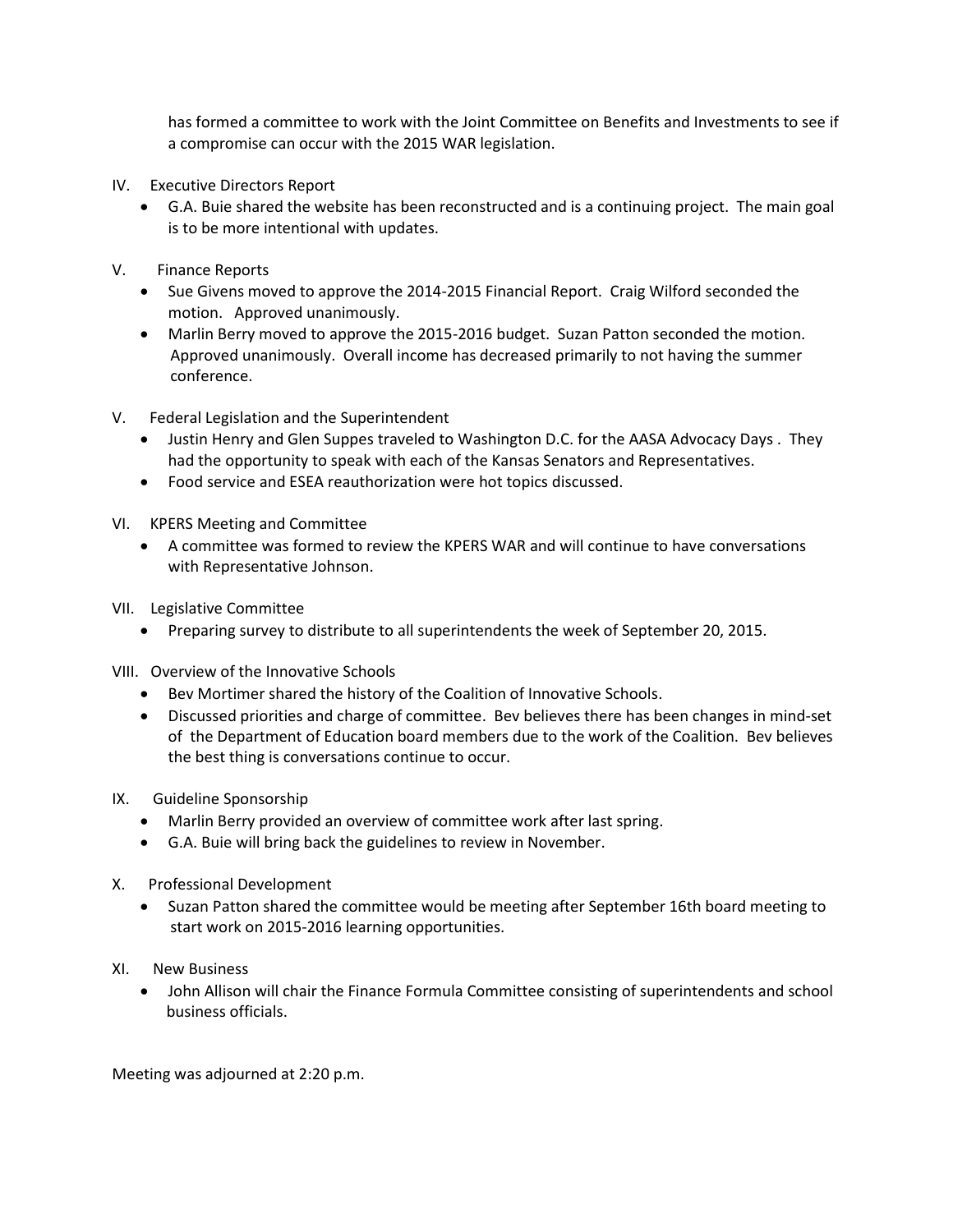has formed a committee to work with the Joint Committee on Benefits and Investments to see if a compromise can occur with the 2015 WAR legislation.

IV. Executive Directors Report

- G.A. Buie shared the website has been reconstructed and is a continuing project. The main goal is to be more intentional with updates.

V. Finance Reports

- Sue Givens moved to approve the 2014-2015 Financial Report. Craig Wilford seconded the motion. Approved unanimously.
- Marlin Berry moved to approve the 2015-2016 budget. Suzan Patton seconded the motion. Approved unanimously. Overall income has decreased primarily to not having the summer conference.

V. Federal Legislation and the Superintendent

- Justin Henry and Glen Suppes traveled to Washington D.C. for the AASA Advocacy Days . They had the opportunity to speak with each of the Kansas Senators and Representatives.
- Food service and ESEA reauthorization were hot topics discussed.

VI. KPERS Meeting and Committee

- A committee was formed to review the KPERS WAR and will continue to have conversations with Representative Johnson.

VII. Legislative Committee

- Preparing survey to distribute to all superintendents the week of September 20, 2015.

VIII. Overview of the Innovative Schools

- Bev Mortimer shared the history of the Coalition of Innovative Schools.
- Discussed priorities and charge of committee. Bev believes there has been changes in mind-set of the Department of Education board members due to the work of the Coalition. Bev believes the best thing is conversations continue to occur.

IX. Guideline Sponsorship

- Marlin Berry provided an overview of committee work after last spring.
- G.A. Buie will bring back the guidelines to review in November.

X. Professional Development

- Suzan Patton shared the committee would be meeting after September 16th board meeting to start work on 2015-2016 learning opportunities.

XI. New Business

- John Allison will chair the Finance Formula Committee consisting of superintendents and school business officials.

Meeting was adjourned at 2:20 p.m.